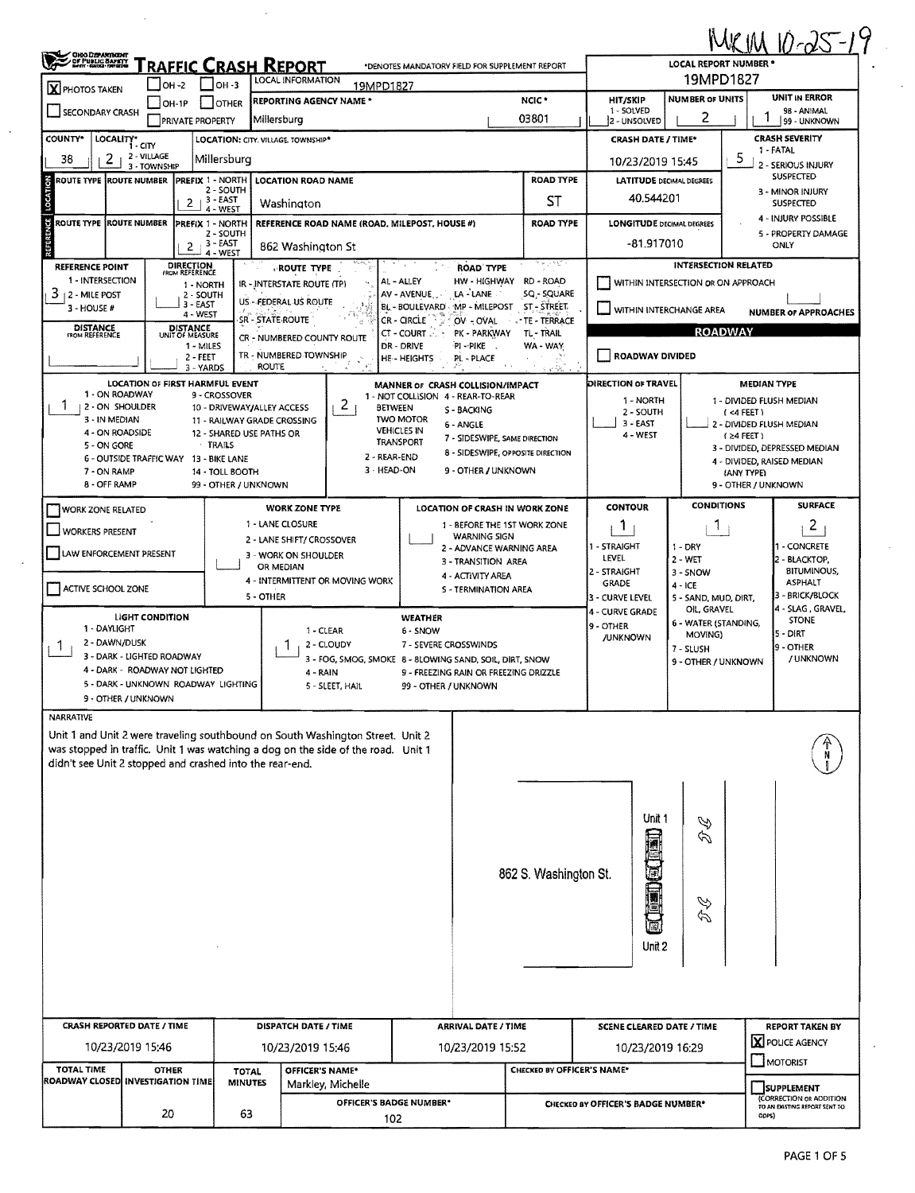MKM 10-25-19

# TRAFFIC CRASH REPORT

*DENOTES MANDATORY FIELD FOR SUPPLEMENT REPORT

| | | |
|---|---|---|
| [X] PHOTOS TAKEN | [ ] OH-2 [ ] OH-3 [ ] OH-1P [ ] OTHER | LOCAL INFORMATION: 19MPD1827 |
| [ ] SECONDARY CRASH | [ ] PRIVATE PROPERTY | REPORTING AGENCY NAME*: Millersburg — NCIC*: 03801 |

LOCAL REPORT NUMBER*: 19MPD1827

| HIT/SKIP | NUMBER OF UNITS | UNIT IN ERROR |
|---|---|---|
| 1 - SOLVED / 2 - UNSOLVED | 2 | 1 (98 - ANIMAL, 99 - UNKNOWN) |

COUNTY*: 38 — LOCALITY*: 2 (1 - CITY, 2 - VILLAGE, 3 - TOWNSHIP) — LOCATION: CITY, VILLAGE, TOWNSHIP*: Millersburg

CRASH DATE / TIME*: 10/23/2019 15:45

CRASH SEVERITY: 5 (1 - FATAL, 2 - SERIOUS INJURY SUSPECTED, 3 - MINOR INJURY SUSPECTED, 4 - INJURY POSSIBLE, 5 - PROPERTY DAMAGE ONLY)

## LOCATION

| ROUTE TYPE | ROUTE NUMBER | PREFIX | LOCATION ROAD NAME | ROAD TYPE |
|---|---|---|---|---|
| | | 2 | Washington | ST |

LATITUDE DECIMAL DEGREES: 40.544201

## REFERENCE

| ROUTE TYPE | ROUTE NUMBER | PREFIX | REFERENCE ROAD NAME (ROAD, MILEPOST, HOUSE #) | ROAD TYPE |
|---|---|---|---|---|
| | | 2 | 862 Washington St | |

LONGITUDE DECIMAL DEGREES: -81.917010

REFERENCE POINT: 3 (1 - INTERSECTION, 2 - MILE POST, 3 - HOUSE #)

DIRECTION FROM REFERENCE: 1 - NORTH, 2 - SOUTH, 3 - EAST, 4 - WEST

DISTANCE FROM REFERENCE: — DISTANCE UNIT OF MEASURE: 1 - MILES, 2 - FEET, 3 - YARDS

ROUTE TYPE: IR - INTERSTATE ROUTE (TP), US - FEDERAL US ROUTE, SR - STATE ROUTE, CR - NUMBERED COUNTY ROUTE, TR - NUMBERED TOWNSHIP ROUTE

ROAD TYPE: AL - ALLEY, AV - AVENUE, BL - BOULEVARD, CR - CIRCLE, CT - COURT, DR - DRIVE, HE - HEIGHTS, HW - HIGHWAY, LA - LANE, MP - MILEPOST, OV - OVAL, PK - PARKWAY, PI - PIKE, PL - PLACE, RD - ROAD, SQ - SQUARE, ST - STREET, TE - TERRACE, TL - TRAIL, WA - WAY

INTERSECTION RELATED: [ ] WITHIN INTERSECTION OR ON APPROACH; [ ] WITHIN INTERCHANGE AREA — NUMBER OF APPROACHES:

## ROADWAY

[ ] ROADWAY DIVIDED

LOCATION OF FIRST HARMFUL EVENT: 1 (1 - ON ROADWAY, 2 - ON SHOULDER, 3 - IN MEDIAN, 4 - ON ROADSIDE, 5 - ON GORE, 6 - OUTSIDE TRAFFIC WAY, 7 - ON RAMP, 8 - OFF RAMP, 9 - CROSSOVER, 10 - DRIVEWAY/ALLEY ACCESS, 11 - RAILWAY GRADE CROSSING, 12 - SHARED USE PATHS OR TRAILS, 13 - BIKE LANE, 14 - TOLL BOOTH, 99 - OTHER / UNKNOWN)

MANNER OF CRASH COLLISION/IMPACT: 2 (1 - NOT COLLISION BETWEEN TWO MOTOR VEHICLES IN TRANSPORT, 2 - REAR-END, 3 - HEAD-ON, 4 - REAR-TO-REAR, 5 - BACKING, 6 - ANGLE, 7 - SIDESWIPE, SAME DIRECTION, 8 - SIDESWIPE, OPPOSITE DIRECTION, 9 - OTHER / UNKNOWN)

DIRECTION OF TRAVEL: 1 - NORTH, 2 - SOUTH, 3 - EAST, 4 - WEST

MEDIAN TYPE: 1 - DIVIDED FLUSH MEDIAN (<4 FEET), 2 - DIVIDED FLUSH MEDIAN (≥4 FEET), 3 - DIVIDED, DEPRESSED MEDIAN, 4 - DIVIDED, RAISED MEDIAN (ANY TYPE), 9 - OTHER / UNKNOWN

[ ] WORK ZONE RELATED; [ ] WORKERS PRESENT; [ ] LAW ENFORCEMENT PRESENT; [ ] ACTIVE SCHOOL ZONE

WORK ZONE TYPE: 1 - LANE CLOSURE, 2 - LANE SHIFT/ CROSSOVER, 3 - WORK ON SHOULDER OR MEDIAN, 4 - INTERMITTENT OR MOVING WORK, 5 - OTHER

LOCATION OF CRASH IN WORK ZONE: 1 - BEFORE THE 1ST WORK ZONE WARNING SIGN, 2 - ADVANCE WARNING AREA, 3 - TRANSITION AREA, 4 - ACTIVITY AREA, 5 - TERMINATION AREA

CONTOUR: 1 (1 - STRAIGHT LEVEL, 2 - STRAIGHT GRADE, 3 - CURVE LEVEL, 4 - CURVE GRADE, 9 - OTHER /UNKNOWN)

CONDITIONS: 1 (1 - DRY, 2 - WET, 3 - SNOW, 4 - ICE, 5 - SAND, MUD, DIRT, OIL, GRAVEL, 6 - WATER (STANDING, MOVING), 7 - SLUSH, 9 - OTHER / UNKNOWN)

SURFACE: 2 (1 - CONCRETE, 2 - BLACKTOP, BITUMINOUS, ASPHALT, 3 - BRICK/BLOCK, 4 - SLAG, GRAVEL, STONE, 5 - DIRT, 9 - OTHER / UNKNOWN)

LIGHT CONDITION: 1 (1 - DAYLIGHT, 2 - DAWN/DUSK, 3 - DARK - LIGHTED ROADWAY, 4 - DARK - ROADWAY NOT LIGHTED, 5 - DARK - UNKNOWN ROADWAY LIGHTING, 9 - OTHER / UNKNOWN)

WEATHER: 1 (1 - CLEAR, 2 - CLOUDY, 3 - FOG, SMOG, SMOKE, 4 - RAIN, 5 - SLEET, HAIL, 6 - SNOW, 7 - SEVERE CROSSWINDS, 8 - BLOWING SAND, SOIL, DIRT, SNOW, 9 - FREEZING RAIN OR FREEZING DRIZZLE, 99 - OTHER / UNKNOWN)

## NARRATIVE

Unit 1 and Unit 2 were traveling southbound on South Washington Street. Unit 2 was stopped in traffic. Unit 1 was watching a dog on the side of the road. Unit 1 didn't see Unit 2 stopped and crashed into the rear-end.

Unit 1

862 S. Washington St.

Unit 2

| CRASH REPORTED DATE / TIME | DISPATCH DATE / TIME | ARRIVAL DATE / TIME | SCENE CLEARED DATE / TIME | REPORT TAKEN BY |
|---|---|---|---|---|
| 10/23/2019 15:46 | 10/23/2019 15:46 | 10/23/2019 15:52 | 10/23/2019 16:29 | [X] POLICE AGENCY [ ] MOTORIST |

| TOTAL TIME ROADWAY CLOSED | OTHER INVESTIGATION TIME | TOTAL MINUTES | OFFICER'S NAME* | CHECKED BY OFFICER'S NAME* |
|---|---|---|---|---|
| | 20 | 63 | Markley, Michelle | |

OFFICER'S BADGE NUMBER*: 102 — CHECKED BY OFFICER'S BADGE NUMBER*:

[ ] SUPPLEMENT (CORRECTION OR ADDITION TO AN EXISTING REPORT SENT TO ODPS)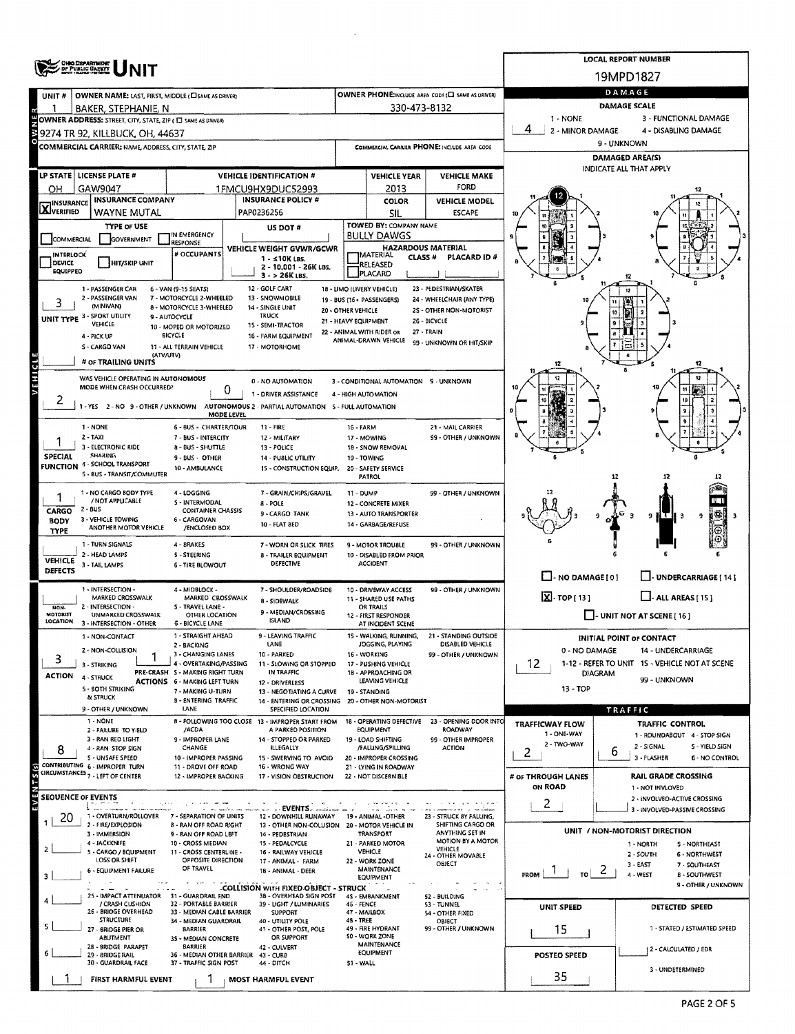# UNIT

**LOCAL REPORT NUMBER:** 19MPD1827

## OWNER

| UNIT # | OWNER NAME: LAST, FIRST, MIDDLE | OWNER PHONE |
|---|---|---|
| 1 | BAKER, STEPHANIE, N | 330-473-8132 |

**OWNER ADDRESS:** 9274 TR 92, KILLBUCK, OH, 44637

**COMMERCIAL CARRIER:** NAME, ADDRESS, CITY, STATE, ZIP

**COMMERCIAL CARRIER PHONE:**

## VEHICLE

| LP STATE | LICENSE PLATE # | VEHICLE IDENTIFICATION # | VEHICLE YEAR | VEHICLE MAKE |
|---|---|---|---|---|
| OH | GAW9047 | 1FMCU9HX9DUC52993 | 2013 | FORD |

| INSURANCE VERIFIED | INSURANCE COMPANY | INSURANCE POLICY # | COLOR | VEHICLE MODEL |
|---|---|---|---|---|
| X | WAYNE MUTAL | PAP0236256 | SIL | ESCAPE |

**TYPE OF USE:** COMMERCIAL / GOVERNMENT / IN EMERGENCY RESPONSE / INTERLOCK DEVICE EQUIPPED / HIT/SKIP UNIT / # OCCUPANTS

**US DOT #:**

**TOWED BY: COMPANY NAME:** BULLY DAWGS

**VEHICLE WEIGHT GVWR/GCWR:** 1 - ≤10K LBS. 2 - 10,001 - 26K LBS. 3 - > 26K LBS.

**HAZARDOUS MATERIAL:** MATERIAL RELEASED / PLACARD; CLASS #; PLACARD ID #

**UNIT TYPE:** 3
1 - PASSENGER CAR, 2 - PASSENGER VAN (MINIVAN), 3 - SPORT UTILITY VEHICLE, 4 - PICK UP, 5 - CARGO VAN, 6 - VAN (9-15 SEATS), 7 - MOTORCYCLE 2-WHEELED, 8 - MOTORCYCLE 3-WHEELED, 9 - AUTOCYCLE, 10 - MOPED OR MOTORIZED BICYCLE, 11 - ALL TERRAIN VEHICLE (ATV/UTV), 12 - GOLF CART, 13 - SNOWMOBILE, 14 - SINGLE UNIT TRUCK, 15 - SEMI-TRACTOR, 16 - FARM EQUIPMENT, 17 - MOTORHOME, 18 - LIMO (LIVERY VEHICLE), 19 - BUS (16+ PASSENGERS), 20 - OTHER VEHICLE, 21 - HEAVY EQUIPMENT, 22 - ANIMAL WITH RIDER OR ANIMAL-DRAWN VEHICLE, 23 - PEDESTRIAN/SKATER, 24 - WHEELCHAIR (ANY TYPE), 25 - OTHER NON-MOTORIST, 26 - BICYCLE, 27 - TRAIN, 99 - UNKNOWN OR HIT/SKIP

**# OF TRAILING UNITS:**

**WAS VEHICLE OPERATING IN AUTONOMOUS MODE WHEN CRASH OCCURRED?** 2
1 - YES 2 - NO 9 - OTHER / UNKNOWN

**AUTONOMOUS MODE LEVEL:** 0
0 - NO AUTOMATION, 1 - DRIVER ASSISTANCE, 2 - PARTIAL AUTOMATION, 3 - CONDITIONAL AUTOMATION, 4 - HIGH AUTOMATION, 5 - FULL AUTOMATION, 9 - UNKNOWN

**SPECIAL FUNCTION:** 1
1 - NONE, 2 - TAXI, 3 - ELECTRONIC RIDE SHARING, 4 - SCHOOL TRANSPORT, 5 - BUS - TRANSIT/COMMUTER, 6 - BUS - CHARTER/TOUR, 7 - BUS - INTERCITY, 8 - BUS - SHUTTLE, 9 - BUS - OTHER, 10 - AMBULANCE, 11 - FIRE, 12 - MILITARY, 13 - POLICE, 14 - PUBLIC UTILITY, 15 - CONSTRUCTION EQUIP., 16 - FARM, 17 - MOWING, 18 - SNOW REMOVAL, 19 - TOWING, 20 - SAFETY SERVICE PATROL, 21 - MAIL CARRIER, 99 - OTHER / UNKNOWN

**CARGO BODY TYPE:** 1
1 - NO CARGO BODY TYPE / NOT APPLICABLE, 2 - BUS, 3 - VEHICLE TOWING ANOTHER MOTOR VEHICLE, 4 - LOGGING, 5 - INTERMODAL CONTAINER CHASSIS, 6 - CARGOVAN /ENCLOSED BOX, 7 - GRAIN/CHIPS/GRAVEL, 8 - POLE, 9 - CARGO TANK, 10 - FLAT BED, 11 - DUMP, 12 - CONCRETE MIXER, 13 - AUTO TRANSPORTER, 14 - GARBAGE/REFUSE, 99 - OTHER / UNKNOWN

**VEHICLE DEFECTS:**
1 - TURN SIGNALS, 2 - HEAD LAMPS, 3 - TAIL LAMPS, 4 - BRAKES, 5 - STEERING, 6 - TIRE BLOWOUT, 7 - WORN OR SLICK TIRES, 8 - TRAILER EQUIPMENT DEFECTIVE, 9 - MOTOR TROUBLE, 10 - DISABLED FROM PRIOR ACCIDENT, 99 - OTHER / UNKNOWN

**NON-MOTORIST LOCATION:**
1 - INTERSECTION - MARKED CROSSWALK, 2 - INTERSECTION - UNMARKED CROSSWALK, 3 - INTERSECTION - OTHER, 4 - MIDBLOCK - MARKED CROSSWALK, 5 - TRAVEL LANE - OTHER LOCATION, 6 - BICYCLE LANE, 7 - SHOULDER/ROADSIDE, 8 - SIDEWALK, 9 - MEDIAN/CROSSING ISLAND, 10 - DRIVEWAY ACCESS, 11 - SHARED USE PATHS OR TRAILS, 12 - FIRST RESPONDER AT INCIDENT SCENE, 99 - OTHER / UNKNOWN

**ACTION:** 3
1 - NON-CONTACT, 2 - NON-COLLISION, 3 - STRIKING, 4 - STRUCK, 5 - BOTH STRIKING & STRUCK, 9 - OTHER / UNKNOWN

**PRE-CRASH ACTIONS:** 1
1 - STRAIGHT AHEAD, 2 - BACKING, 3 - CHANGING LANES, 4 - OVERTAKING/PASSING, 5 - MAKING RIGHT TURN, 6 - MAKING LEFT TURN, 7 - MAKING U-TURN, 8 - ENTERING TRAFFIC LANE, 9 - LEAVING TRAFFIC LANE, 10 - PARKED, 11 - SLOWING OR STOPPED IN TRAFFIC, 12 - DRIVERLESS, 13 - NEGOTIATING A CURVE, 14 - ENTERING OR CROSSING SPECIFIED LOCATION, 15 - WALKING, RUNNING, JOGGING, PLAYING, 16 - WORKING, 17 - PUSHING VEHICLE, 18 - APPROACHING OR LEAVING VEHICLE, 19 - STANDING, 20 - OTHER NON-MOTORIST, 21 - STANDING OUTSIDE DISABLED VEHICLE, 99 - OTHER / UNKNOWN

**CONTRIBUTING CIRCUMSTANCES:** 8
1 - NONE, 2 - FAILURE TO YIELD, 3 - RAN RED LIGHT, 4 - RAN STOP SIGN, 5 - UNSAFE SPEED, 6 - IMPROPER TURN, 7 - LEFT OF CENTER, 8 - FOLLOWING TOO CLOSE /ACDA, 9 - IMPROPER LANE CHANGE, 10 - IMPROPER PASSING, 11 - DROVE OFF ROAD, 12 - IMPROPER BACKING, 13 - IMPROPER START FROM A PARKED POSITION, 14 - STOPPED OR PARKED ILLEGALLY, 15 - SWERVING TO AVOID, 16 - WRONG WAY, 17 - VISION OBSTRUCTION, 18 - OPERATING DEFECTIVE EQUIPMENT, 19 - LOAD SHIFTING /FALLING/SPILLING, 20 - IMPROPER CROSSING, 21 - LYING IN ROADWAY, 22 - NOT DISCERNIBLE, 23 - OPENING DOOR INTO ROADWAY, 99 - OTHER IMPROPER ACTION

## SEQUENCE OF EVENTS

1: 20
2:
3:
4:
5:
6:

**EVENTS:** 1 - OVERTURN/ROLLOVER, 2 - FIRE/EXPLOSION, 3 - IMMERSION, 4 - JACKKNIFE, 5 - CARGO / EQUIPMENT LOSS OR SHIFT, 6 - EQUIPMENT FAILURE, 7 - SEPARATION OF UNITS, 8 - RAN OFF ROAD RIGHT, 9 - RAN OFF ROAD LEFT, 10 - CROSS MEDIAN, 11 - CROSS CENTERLINE - OPPOSITE DIRECTION OF TRAVEL, 12 - DOWNHILL RUNAWAY, 13 - OTHER NON-COLLISION, 14 - PEDESTRIAN, 15 - PEDALCYCLE, 16 - RAILWAY VEHICLE, 17 - ANIMAL - FARM, 18 - ANIMAL - DEER, 19 - ANIMAL -OTHER, 20 - MOTOR VEHICLE IN TRANSPORT, 21 - PARKED MOTOR VEHICLE, 22 - WORK ZONE MAINTENANCE EQUIPMENT, 23 - STRUCK BY FALLING, SHIFTING CARGO OR ANYTHING SET IN MOTION BY A MOTOR VEHICLE, 24 - OTHER MOVABLE OBJECT

**COLLISION WITH FIXED OBJECT - STRUCK:** 25 - IMPACT ATTENUATOR / CRASH CUSHION, 26 - BRIDGE OVERHEAD STRUCTURE, 27 - BRIDGE PIER OR ABUTMENT, 28 - BRIDGE PARAPET, 29 - BRIDGE RAIL, 30 - GUARDRAIL FACE, 31 - GUARDRAIL END, 32 - PORTABLE BARRIER, 33 - MEDIAN CABLE BARRIER, 34 - MEDIAN GUARDRAIL BARRIER, 35 - MEDIAN CONCRETE BARRIER, 36 - MEDIAN OTHER BARRIER, 37 - TRAFFIC SIGN POST, 38 - OVERHEAD SIGN POST, 39 - LIGHT / LUMINARIES SUPPORT, 40 - UTILITY POLE, 41 - OTHER POST, POLE OR SUPPORT, 42 - CULVERT, 43 - CURB, 44 - DITCH, 45 - EMBANKMENT, 46 - FENCE, 47 - MAILBOX, 48 - TREE, 49 - FIRE HYDRANT, 50 - WORK ZONE MAINTENANCE EQUIPMENT, 51 - WALL, 52 - BUILDING, 53 - TUNNEL, 54 - OTHER FIXED OBJECT, 99 - OTHER / UNKNOWN

**FIRST HARMFUL EVENT:** 1 **MOST HARMFUL EVENT:** 1

## DAMAGE

**DAMAGE SCALE:** 4
1 - NONE, 2 - MINOR DAMAGE, 3 - FUNCTIONAL DAMAGE, 4 - DISABLING DAMAGE, 9 - UNKNOWN

**DAMAGED AREA(S):** INDICATE ALL THAT APPLY — 12

- [ ] NO DAMAGE [0]
- [ ] UNDERCARRIAGE [14]
- [X] TOP [13]
- [ ] ALL AREAS [15]
- [ ] UNIT NOT AT SCENE [16]

**INITIAL POINT OF CONTACT:** 12
0 - NO DAMAGE, 1-12 - REFER TO UNIT DIAGRAM, 13 - TOP, 14 - UNDERCARRIAGE, 15 - VEHICLE NOT AT SCENE, 99 - UNKNOWN

## TRAFFIC

**TRAFFICWAY FLOW:** 2 (1 - ONE-WAY, 2 - TWO-WAY)

**TRAFFIC CONTROL:** 6 (1 - ROUNDABOUT, 2 - SIGNAL, 3 - FLASHER, 4 - STOP SIGN, 5 - YIELD SIGN, 6 - NO CONTROL)

**# OF THROUGH LANES ON ROAD:** 2

**RAIL GRADE CROSSING:** 1 - NOT INVLOVED, 2 - INVOLVED-ACTIVE CROSSING, 3 - INVOLVED-PASSIVE CROSSING

**UNIT / NON-MOTORIST DIRECTION:** FROM 1 TO 2
1 - NORTH, 2 - SOUTH, 3 - EAST, 4 - WEST, 5 - NORTHEAST, 6 - NORTHWEST, 7 - SOUTHEAST, 8 - SOUTHWEST, 9 - OTHER / UNKNOWN

**UNIT SPEED:** 15

**DETECTED SPEED:** 1 - STATED / ESTIMATED SPEED, 2 - CALCULATED / EDR, 3 - UNDETERMINED

**POSTED SPEED:** 35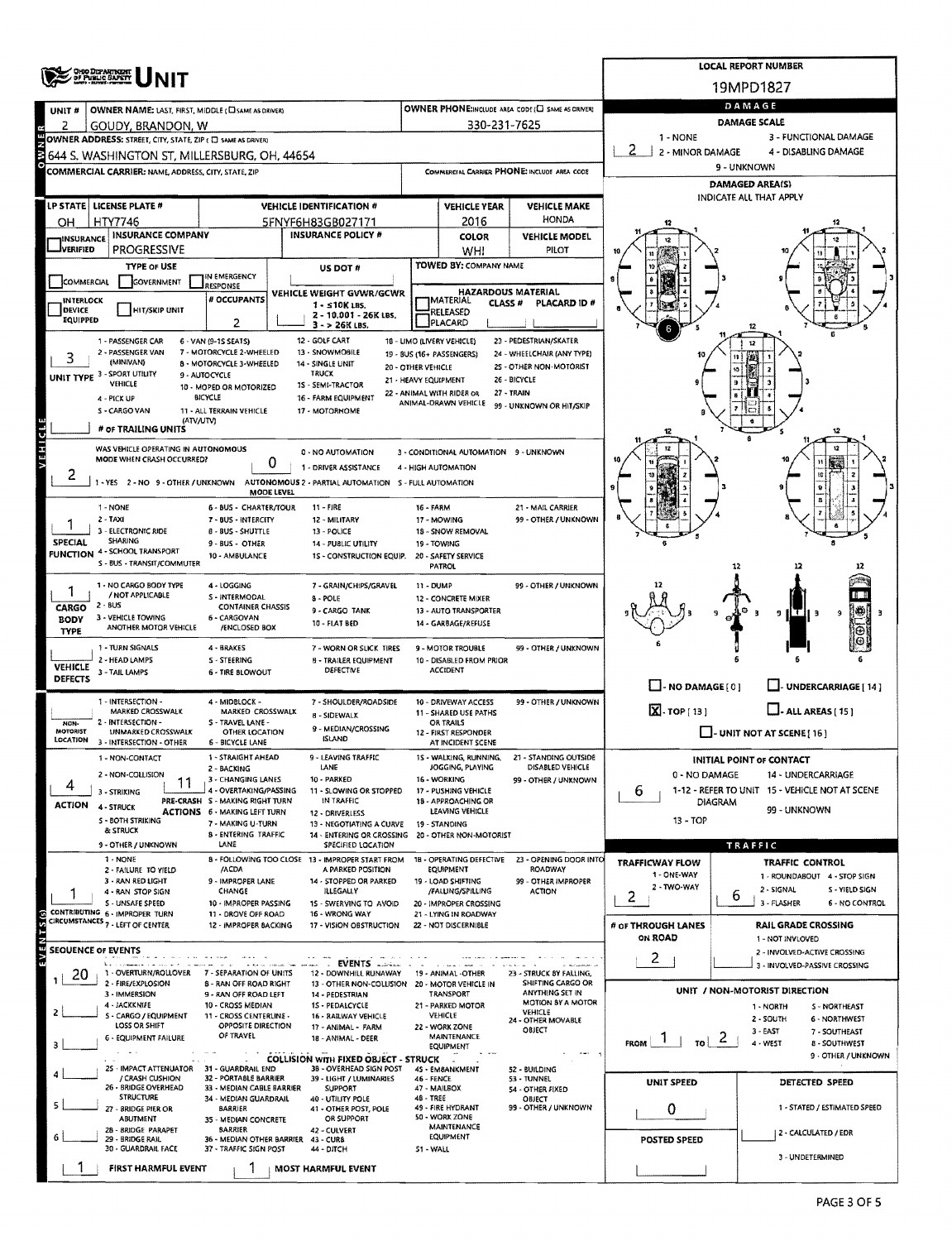# OHIO DEPARTMENT OF PUBLIC SAFETY — UNIT

**LOCAL REPORT NUMBER:** 19MPD1827

| UNIT # | OWNER NAME: LAST, FIRST, MIDDLE (☐ SAME AS DRIVER) | OWNER PHONE: INCLUDE AREA CODE (☐ SAME AS DRIVER) |
|---|---|---|
| 2 | GOUDY, BRANDON, W | 330-231-7625 |

**OWNER ADDRESS:** STREET, CITY, STATE, ZIP (☐ SAME AS DRIVER)
644 S. WASHINGTON ST, MILLERSBURG, OH, 44654

**COMMERCIAL CARRIER:** NAME, ADDRESS, CITY, STATE, ZIP — **COMMERCIAL CARRIER PHONE:** INCLUDE AREA CODE

| LP STATE | LICENSE PLATE # | VEHICLE IDENTIFICATION # | VEHICLE YEAR | VEHICLE MAKE |
|---|---|---|---|---|
| OH | HTY7746 | 5FNYF6H83GB027171 | 2016 | HONDA |

| INSURANCE VERIFIED | INSURANCE COMPANY | INSURANCE POLICY # | COLOR | VEHICLE MODEL |
|---|---|---|---|---|
| ☐ | PROGRESSIVE | | WHI | PILOT |

**TYPE OF USE:** ☐ COMMERCIAL ☐ GOVERNMENT ☐ IN EMERGENCY RESPONSE
**US DOT #:**
**TOWED BY:** COMPANY NAME

☐ INTERLOCK DEVICE EQUIPPED ☐ HIT/SKIP UNIT
**# OCCUPANTS:** 2
**VEHICLE WEIGHT GVWR/GCWR:** 1 - ≤10K LBS. 2 - 10,001 - 26K LBS. 3 - > 26K LBS.
**HAZARDOUS MATERIAL:** ☐ MATERIAL RELEASED CLASS # PLACARD ID # ☐ PLACARD

**UNIT TYPE:** 3
1 - PASSENGER CAR; 2 - PASSENGER VAN (MINIVAN); 3 - SPORT UTILITY VEHICLE; 4 - PICK UP; 5 - CARGO VAN; 6 - VAN (9-15 SEATS); 7 - MOTORCYCLE 2-WHEELED; 8 - MOTORCYCLE 3-WHEELED; 9 - AUTOCYCLE; 10 - MOPED OR MOTORIZED BICYCLE; 11 - ALL TERRAIN VEHICLE (ATV/UTV); 12 - GOLF CART; 13 - SNOWMOBILE; 14 - SINGLE UNIT TRUCK; 15 - SEMI-TRACTOR; 16 - FARM EQUIPMENT; 17 - MOTORHOME; 18 - LIMO (LIVERY VEHICLE); 19 - BUS (16+ PASSENGERS); 20 - OTHER VEHICLE; 21 - HEAVY EQUIPMENT; 22 - ANIMAL WITH RIDER OR ANIMAL-DRAWN VEHICLE; 23 - PEDESTRIAN/SKATER; 24 - WHEELCHAIR (ANY TYPE); 25 - OTHER NON-MOTORIST; 26 - BICYCLE; 27 - TRAIN; 99 - UNKNOWN OR HIT/SKIP

**# OF TRAILING UNITS:**

**WAS VEHICLE OPERATING IN AUTONOMOUS MODE WHEN CRASH OCCURRED?** 2 (1 - YES 2 - NO 9 - OTHER / UNKNOWN)
**AUTONOMOUS MODE LEVEL:** 0 (0 - NO AUTOMATION; 1 - DRIVER ASSISTANCE; 2 - PARTIAL AUTOMATION; 3 - CONDITIONAL AUTOMATION; 4 - HIGH AUTOMATION; 5 - FULL AUTOMATION; 9 - UNKNOWN)

**SPECIAL FUNCTION:** 1
1 - NONE; 2 - TAXI; 3 - ELECTRONIC RIDE SHARING; 4 - SCHOOL TRANSPORT; 5 - BUS - TRANSIT/COMMUTER; 6 - BUS - CHARTER/TOUR; 7 - BUS - INTERCITY; 8 - BUS - SHUTTLE; 9 - BUS - OTHER; 10 - AMBULANCE; 11 - FIRE; 12 - MILITARY; 13 - POLICE; 14 - PUBLIC UTILITY; 15 - CONSTRUCTION EQUIP.; 16 - FARM; 17 - MOWING; 18 - SNOW REMOVAL; 19 - TOWING; 20 - SAFETY SERVICE PATROL; 21 - MAIL CARRIER; 99 - OTHER / UNKNOWN

**CARGO BODY TYPE:** 1
1 - NO CARGO BODY TYPE / NOT APPLICABLE; 2 - BUS; 3 - VEHICLE TOWING ANOTHER MOTOR VEHICLE; 4 - LOGGING; 5 - INTERMODAL CONTAINER CHASSIS; 6 - CARGOVAN /ENCLOSED BOX; 7 - GRAIN/CHIPS/GRAVEL; 8 - POLE; 9 - CARGO TANK; 10 - FLAT BED; 11 - DUMP; 12 - CONCRETE MIXER; 13 - AUTO TRANSPORTER; 14 - GARBAGE/REFUSE; 99 - OTHER / UNKNOWN

**VEHICLE DEFECTS:**
1 - TURN SIGNALS; 2 - HEAD LAMPS; 3 - TAIL LAMPS; 4 - BRAKES; 5 - STEERING; 6 - TIRE BLOWOUT; 7 - WORN OR SLICK TIRES; 8 - TRAILER EQUIPMENT DEFECTIVE; 9 - MOTOR TROUBLE; 10 - DISABLED FROM PRIOR ACCIDENT; 99 - OTHER / UNKNOWN

**NON-MOTORIST LOCATION:**
1 - INTERSECTION - MARKED CROSSWALK; 2 - INTERSECTION - UNMARKED CROSSWALK; 3 - INTERSECTION - OTHER; 4 - MIDBLOCK - MARKED CROSSWALK; 5 - TRAVEL LANE - OTHER LOCATION; 6 - BICYCLE LANE; 7 - SHOULDER/ROADSIDE; 8 - SIDEWALK; 9 - MEDIAN/CROSSING ISLAND; 10 - DRIVEWAY ACCESS; 11 - SHARED USE PATHS OR TRAILS; 12 - FIRST RESPONDER AT INCIDENT SCENE; 99 - OTHER / UNKNOWN

**ACTION:** 4
1 - NON-CONTACT; 2 - NON-COLLISION; 3 - STRIKING; 4 - STRUCK; 5 - BOTH STRIKING & STRUCK; 9 - OTHER / UNKNOWN

**PRE-CRASH ACTIONS:** 11
1 - STRAIGHT AHEAD; 2 - BACKING; 3 - CHANGING LANES; 4 - OVERTAKING/PASSING; 5 - MAKING RIGHT TURN; 6 - MAKING LEFT TURN; 7 - MAKING U-TURN; 8 - ENTERING TRAFFIC LANE; 9 - LEAVING TRAFFIC LANE; 10 - PARKED; 11 - SLOWING OR STOPPED IN TRAFFIC; 12 - DRIVERLESS; 13 - NEGOTIATING A CURVE; 14 - ENTERING OR CROSSING SPECIFIED LOCATION; 15 - WALKING, RUNNING, JOGGING, PLAYING; 16 - WORKING; 17 - PUSHING VEHICLE; 18 - APPROACHING OR LEAVING VEHICLE; 19 - STANDING; 20 - OTHER NON-MOTORIST; 21 - STANDING OUTSIDE DISABLED VEHICLE; 99 - OTHER / UNKNOWN

**CONTRIBUTING CIRCUMSTANCES:** 1
1 - NONE; 2 - FAILURE TO YIELD; 3 - RAN RED LIGHT; 4 - RAN STOP SIGN; 5 - UNSAFE SPEED; 6 - IMPROPER TURN; 7 - LEFT OF CENTER; 8 - FOLLOWING TOO CLOSE /ACDA; 9 - IMPROPER LANE CHANGE; 10 - IMPROPER PASSING; 11 - DROVE OFF ROAD; 12 - IMPROPER BACKING; 13 - IMPROPER START FROM A PARKED POSITION; 14 - STOPPED OR PARKED ILLEGALLY; 15 - SWERVING TO AVOID; 16 - WRONG WAY; 17 - VISION OBSTRUCTION; 18 - OPERATING DEFECTIVE EQUIPMENT; 19 - LOAD SHIFTING /FALLING/SPILLING; 20 - IMPROPER CROSSING; 21 - LYING IN ROADWAY; 22 - NOT DISCERNIBLE; 23 - OPENING DOOR INTO ROADWAY; 99 - OTHER IMPROPER ACTION

**SEQUENCE OF EVENTS**

| # | Event |
|---|---|
| 1 | 20 |
| 2 | |
| 3 | |
| 4 | |
| 5 | |
| 6 | |

**EVENTS:** 1 - OVERTURN/ROLLOVER; 2 - FIRE/EXPLOSION; 3 - IMMERSION; 4 - JACKKNIFE; 5 - CARGO / EQUIPMENT LOSS OR SHIFT; 6 - EQUIPMENT FAILURE; 7 - SEPARATION OF UNITS; 8 - RAN OFF ROAD RIGHT; 9 - RAN OFF ROAD LEFT; 10 - CROSS MEDIAN; 11 - CROSS CENTERLINE - OPPOSITE DIRECTION OF TRAVEL; 12 - DOWNHILL RUNAWAY; 13 - OTHER NON-COLLISION; 14 - PEDESTRIAN; 15 - PEDALCYCLE; 16 - RAILWAY VEHICLE; 17 - ANIMAL - FARM; 18 - ANIMAL - DEER; 19 - ANIMAL -OTHER; 20 - MOTOR VEHICLE IN TRANSPORT; 21 - PARKED MOTOR VEHICLE; 22 - WORK ZONE MAINTENANCE EQUIPMENT; 23 - STRUCK BY FALLING, SHIFTING CARGO OR ANYTHING SET IN MOTION BY A MOTOR VEHICLE; 24 - OTHER MOVABLE OBJECT

**COLLISION WITH FIXED OBJECT - STRUCK:** 25 - IMPACT ATTENUATOR / CRASH CUSHION; 26 - BRIDGE OVERHEAD STRUCTURE; 27 - BRIDGE PIER OR ABUTMENT; 28 - BRIDGE PARAPET; 29 - BRIDGE RAIL; 30 - GUARDRAIL FACE; 31 - GUARDRAIL END; 32 - PORTABLE BARRIER; 33 - MEDIAN CABLE BARRIER; 34 - MEDIAN GUARDRAIL BARRIER; 35 - MEDIAN CONCRETE BARRIER; 36 - MEDIAN OTHER BARRIER; 37 - TRAFFIC SIGN POST; 38 - OVERHEAD SIGN POST; 39 - LIGHT / LUMINARIES SUPPORT; 40 - UTILITY POLE; 41 - OTHER POST, POLE OR SUPPORT; 42 - CULVERT; 43 - CURB; 44 - DITCH; 45 - EMBANKMENT; 46 - FENCE; 47 - MAILBOX; 48 - TREE; 49 - FIRE HYDRANT; 50 - WORK ZONE MAINTENANCE EQUIPMENT; 51 - WALL; 52 - BUILDING; 53 - TUNNEL; 54 - OTHER FIXED OBJECT; 99 - OTHER / UNKNOWN

**FIRST HARMFUL EVENT:** 1 **MOST HARMFUL EVENT:** 1

## DAMAGE

**DAMAGE SCALE:** 2
1 - NONE; 2 - MINOR DAMAGE; 3 - FUNCTIONAL DAMAGE; 4 - DISABLING DAMAGE; 9 - UNKNOWN

**DAMAGED AREA(S)** — INDICATE ALL THAT APPLY: 6

☐ NO DAMAGE [0] ☐ UNDERCARRIAGE [14]
☒ TOP [13] ☐ ALL AREAS [15]
☐ UNIT NOT AT SCENE [16]

**INITIAL POINT OF CONTACT:** 6
0 - NO DAMAGE; 1-12 - REFER TO UNIT DIAGRAM; 13 - TOP; 14 - UNDERCARRIAGE; 15 - VEHICLE NOT AT SCENE; 99 - UNKNOWN

## TRAFFIC

**TRAFFICWAY FLOW:** 2 (1 - ONE-WAY; 2 - TWO-WAY)
**TRAFFIC CONTROL:** 6 (1 - ROUNDABOUT; 2 - SIGNAL; 3 - FLASHER; 4 - STOP SIGN; 5 - YIELD SIGN; 6 - NO CONTROL)
**# OF THROUGH LANES ON ROAD:** 2
**RAIL GRADE CROSSING:** 1 - NOT INVLOVED; 2 - INVOLVED-ACTIVE CROSSING; 3 - INVOLVED-PASSIVE CROSSING

**UNIT / NON-MOTORIST DIRECTION:** FROM 1 TO 2
1 - NORTH; 2 - SOUTH; 3 - EAST; 4 - WEST; 5 - NORTHEAST; 6 - NORTHWEST; 7 - SOUTHEAST; 8 - SOUTHWEST; 9 - OTHER / UNKNOWN

**UNIT SPEED:** 0
**POSTED SPEED:**
**DETECTED SPEED:** 1 - STATED / ESTIMATED SPEED; 2 - CALCULATED / EDR; 3 - UNDETERMINED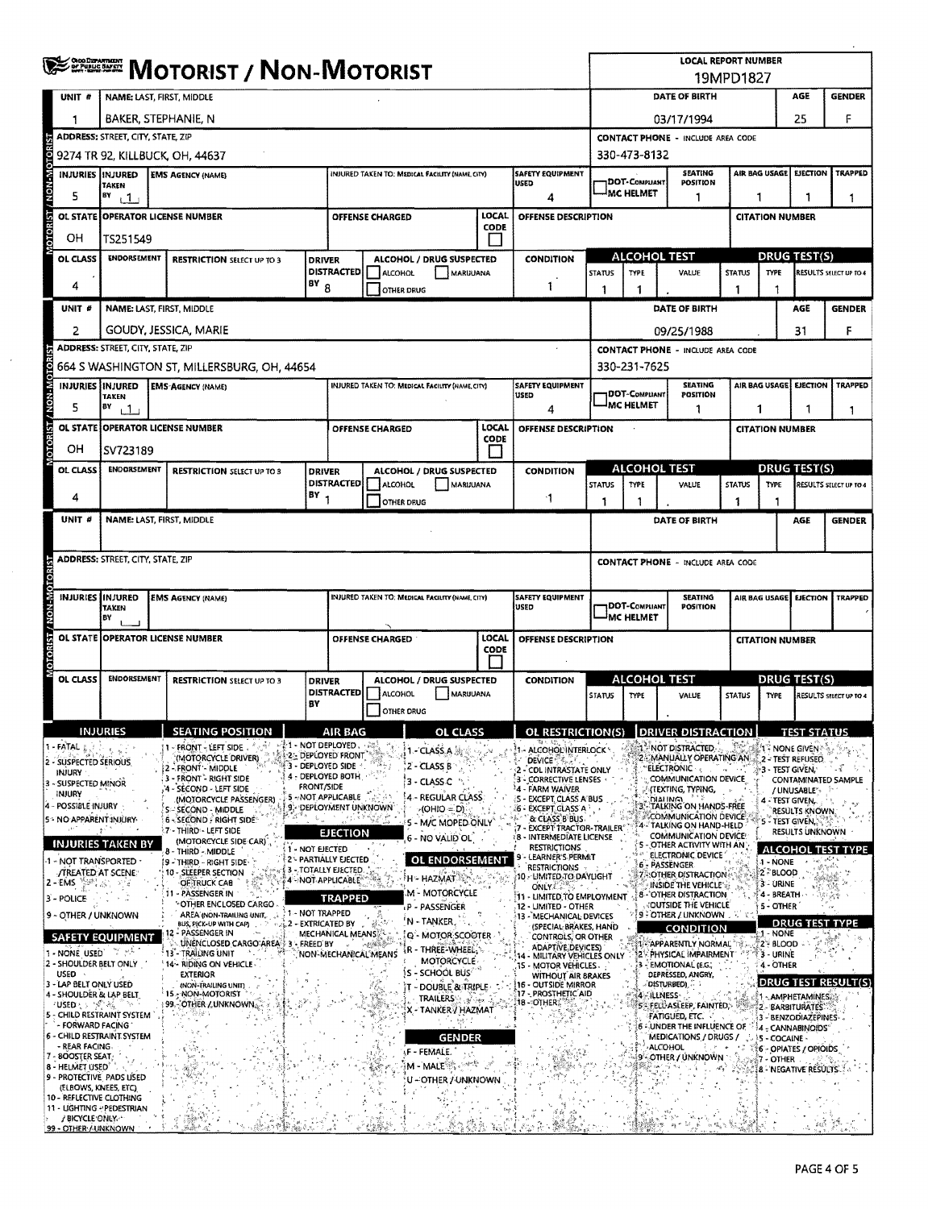# MOTORIST / NON-MOTORIST

**LOCAL REPORT NUMBER:** 19MPD1827

## Unit 1

| UNIT # | NAME: LAST, FIRST, MIDDLE | DATE OF BIRTH | AGE | GENDER |
|---|---|---|---|---|
| 1 | BAKER, STEPHANIE, N | 03/17/1994 | 25 | F |

| ADDRESS: STREET, CITY, STATE, ZIP | CONTACT PHONE - INCLUDE AREA CODE |
|---|---|
| 9274 TR 92, KILLBUCK, OH, 44637 | 330-473-8132 |

| INJURIES | INJURED TAKEN BY | EMS AGENCY (NAME) | INJURED TAKEN TO: MEDICAL FACILITY (NAME, CITY) | SAFETY EQUIPMENT USED | DOT-COMPLIANT MC HELMET | SEATING POSITION | AIR BAG USAGE | EJECTION | TRAPPED |
|---|---|---|---|---|---|---|---|---|---|
| 5 | 1 | | | 4 | | 1 | 1 | 1 | 1 |

| OL STATE | OPERATOR LICENSE NUMBER | OFFENSE CHARGED | LOCAL CODE | OFFENSE DESCRIPTION | CITATION NUMBER |
|---|---|---|---|---|---|
| OH | TS251549 | | | | |

| OL CLASS | ENDORSEMENT | RESTRICTION SELECT UP TO 3 | DRIVER DISTRACTED BY | ALCOHOL / DRUG SUSPECTED | CONDITION | ALCOHOL TEST STATUS | ALCOHOL TEST TYPE | ALCOHOL TEST VALUE | DRUG TEST STATUS | DRUG TEST TYPE | DRUG TEST RESULTS SELECT UP TO 4 |
|---|---|---|---|---|---|---|---|---|---|---|---|
| 4 | | | 8 | ☐ ALCOHOL ☐ MARIJUANA ☐ OTHER DRUG | 1 | 1 | 1 | . | 1 | 1 | |

## Unit 2

| UNIT # | NAME: LAST, FIRST, MIDDLE | DATE OF BIRTH | AGE | GENDER |
|---|---|---|---|---|
| 2 | GOUDY, JESSICA, MARIE | 09/25/1988 | 31 | F |

| ADDRESS: STREET, CITY, STATE, ZIP | CONTACT PHONE - INCLUDE AREA CODE |
|---|---|
| 664 S WASHINGTON ST, MILLERSBURG, OH, 44654 | 330-231-7625 |

| INJURIES | INJURED TAKEN BY | EMS AGENCY (NAME) | INJURED TAKEN TO: MEDICAL FACILITY (NAME, CITY) | SAFETY EQUIPMENT USED | DOT-COMPLIANT MC HELMET | SEATING POSITION | AIR BAG USAGE | EJECTION | TRAPPED |
|---|---|---|---|---|---|---|---|---|---|
| 5 | 1 | | | 4 | | 1 | 1 | 1 | 1 |

| OL STATE | OPERATOR LICENSE NUMBER | OFFENSE CHARGED | LOCAL CODE | OFFENSE DESCRIPTION | CITATION NUMBER |
|---|---|---|---|---|---|
| OH | SV723189 | | | | |

| OL CLASS | ENDORSEMENT | RESTRICTION SELECT UP TO 3 | DRIVER DISTRACTED BY | ALCOHOL / DRUG SUSPECTED | CONDITION | ALCOHOL TEST STATUS | ALCOHOL TEST TYPE | ALCOHOL TEST VALUE | DRUG TEST STATUS | DRUG TEST TYPE | DRUG TEST RESULTS SELECT UP TO 4 |
|---|---|---|---|---|---|---|---|---|---|---|---|
| 4 | | | 1 | ☐ ALCOHOL ☐ MARIJUANA ☐ OTHER DRUG | 1 | 1 | 1 | . | 1 | 1 | |

## Unit (blank)

| UNIT # | NAME: LAST, FIRST, MIDDLE | DATE OF BIRTH | AGE | GENDER |
|---|---|---|---|---|
| | | | | |

| ADDRESS: STREET, CITY, STATE, ZIP | CONTACT PHONE - INCLUDE AREA CODE |
|---|---|
| | |

| INJURIES | INJURED TAKEN BY | EMS AGENCY (NAME) | INJURED TAKEN TO: MEDICAL FACILITY (NAME, CITY) | SAFETY EQUIPMENT USED | DOT-COMPLIANT MC HELMET | SEATING POSITION | AIR BAG USAGE | EJECTION | TRAPPED |
|---|---|---|---|---|---|---|---|---|---|
| | | | | | | | | | |

| OL STATE | OPERATOR LICENSE NUMBER | OFFENSE CHARGED | LOCAL CODE | OFFENSE DESCRIPTION | CITATION NUMBER |
|---|---|---|---|---|---|
| | | | | | |

| OL CLASS | ENDORSEMENT | RESTRICTION SELECT UP TO 3 | DRIVER DISTRACTED BY | ALCOHOL / DRUG SUSPECTED | CONDITION | ALCOHOL TEST STATUS | ALCOHOL TEST TYPE | ALCOHOL TEST VALUE | DRUG TEST STATUS | DRUG TEST TYPE | DRUG TEST RESULTS SELECT UP TO 4 |
|---|---|---|---|---|---|---|---|---|---|---|---|
| | | | | ☐ ALCOHOL ☐ MARIJUANA ☐ OTHER DRUG | | | | . | | | |

## Codes

### INJURIES
1 - FATAL
2 - SUSPECTED SERIOUS INJURY
3 - SUSPECTED MINOR INJURY
4 - POSSIBLE INJURY
5 - NO APPARENT INJURY

### INJURIES TAKEN BY
1 - NOT TRANSPORTED /TREATED AT SCENE
2 - EMS
3 - POLICE
9 - OTHER / UNKNOWN

### SAFETY EQUIPMENT
1 - NONE USED
2 - SHOULDER BELT ONLY USED
3 - LAP BELT ONLY USED
4 - SHOULDER & LAP BELT USED
5 - CHILD RESTRAINT SYSTEM - FORWARD FACING
6 - CHILD RESTRAINT SYSTEM - REAR FACING
7 - BOOSTER SEAT
8 - HELMET USED
9 - PROTECTIVE PADS USED (ELBOWS, KNEES, ETC)
10 - REFLECTIVE CLOTHING
11 - LIGHTING - PEDESTRIAN / BICYCLE ONLY
99 - OTHER / UNKNOWN

### SEATING POSITION
1 - FRONT - LEFT SIDE (MOTORCYCLE DRIVER)
2 - FRONT - MIDDLE
3 - FRONT - RIGHT SIDE
4 - SECOND - LEFT SIDE (MOTORCYCLE PASSENGER)
5 - SECOND - MIDDLE
6 - SECOND - RIGHT SIDE
7 - THIRD - LEFT SIDE (MOTORCYCLE SIDE CAR)
8 - THIRD - MIDDLE
9 - THIRD - RIGHT SIDE
10 - SLEEPER SECTION OF TRUCK CAB
11 - PASSENGER IN OTHER ENCLOSED CARGO AREA (NON-TRAILING UNIT, BUS, PICK-UP WITH CAP)
12 - PASSENGER IN UNENCLOSED CARGO AREA
13 - TRAILING UNIT
14 - RIDING ON VEHICLE EXTERIOR (NON-TRAILING UNIT)
15 - NON-MOTORIST
99 - OTHER / UNKNOWN

### AIR BAG
1 - NOT DEPLOYED
2 - DEPLOYED FRONT
3 - DEPLOYED SIDE
4 - DEPLOYED BOTH FRONT/SIDE
5 - NOT APPLICABLE
9 - DEPLOYMENT UNKNOWN

### EJECTION
1 - NOT EJECTED
2 - PARTIALLY EJECTED
3 - TOTALLY EJECTED
4 - NOT APPLICABLE

### TRAPPED
1 - NOT TRAPPED
2 - EXTRICATED BY MECHANICAL MEANS
3 - FREED BY NON-MECHANICAL MEANS

### OL CLASS
1 - CLASS A
2 - CLASS B
3 - CLASS C
4 - REGULAR CLASS (OHIO = D)
5 - M/C MOPED ONLY
6 - NO VALID OL

### OL ENDORSEMENT
H - HAZMAT
M - MOTORCYCLE
P - PASSENGER
N - TANKER
Q - MOTOR SCOOTER
R - THREE-WHEEL MOTORCYCLE
S - SCHOOL BUS
T - DOUBLE & TRIPLE TRAILERS
X - TANKER / HAZMAT

### GENDER
F - FEMALE
M - MALE
U - OTHER / UNKNOWN

### OL RESTRICTION(S)
1 - ALCOHOL INTERLOCK DEVICE
2 - CDL INTRASTATE ONLY
3 - CORRECTIVE LENSES
4 - FARM WAIVER
5 - EXCEPT CLASS A BUS
6 - EXCEPT CLASS A & CLASS B BUS
7 - EXCEPT TRACTOR-TRAILER
8 - INTERMEDIATE LICENSE RESTRICTIONS
9 - LEARNER'S PERMIT RESTRICTIONS
10 - LIMITED TO DAYLIGHT ONLY
11 - LIMITED TO EMPLOYMENT
12 - LIMITED - OTHER
13 - MECHANICAL DEVICES (SPECIAL BRAKES, HAND CONTROLS, OR OTHER ADAPTIVE DEVICES)
14 - MILITARY VEHICLES ONLY
15 - MOTOR VEHICLES WITHOUT AIR BRAKES
16 - OUTSIDE MIRROR
17 - PROSTHETIC AID
18 - OTHER

### DRIVER DISTRACTION
1 - NOT DISTRACTED
2 - MANUALLY OPERATING AN ELECTRONIC COMMUNICATION DEVICE (TEXTING, TYPING, DIALING)
3 - TALKING ON HANDS-FREE COMMUNICATION DEVICE
4 - TALKING ON HAND-HELD COMMUNICATION DEVICE
5 - OTHER ACTIVITY WITH AN ELECTRONIC DEVICE
6 - PASSENGER
7 - OTHER DISTRACTION INSIDE THE VEHICLE
8 - OTHER DISTRACTION OUTSIDE THE VEHICLE
9 - OTHER / UNKNOWN

### CONDITION
1 - APPARENTLY NORMAL
2 - PHYSICAL IMPAIRMENT
3 - EMOTIONAL (E.G., DEPRESSED, ANGRY, DISTURBED)
4 - ILLNESS
5 - FELL ASLEEP, FAINTED, FATIGUED, ETC.
6 - UNDER THE INFLUENCE OF MEDICATIONS / DRUGS / ALCOHOL
9 - OTHER / UNKNOWN

### TEST STATUS
1 - NONE GIVEN
2 - TEST REFUSED
3 - TEST GIVEN, CONTAMINATED SAMPLE / UNUSABLE
4 - TEST GIVEN, RESULTS KNOWN
5 - TEST GIVEN, RESULTS UNKNOWN

### ALCOHOL TEST TYPE
1 - NONE
2 - BLOOD
3 - URINE
4 - BREATH
5 - OTHER

### DRUG TEST TYPE
1 - NONE
2 - BLOOD
3 - URINE
4 - OTHER

### DRUG TEST RESULT(S)
1 - AMPHETAMINES
2 - BARBITURATES
3 - BENZODIAZEPINES
4 - CANNABINOIDS
5 - COCAINE
6 - OPIATES / OPIOIDS
7 - OTHER
8 - NEGATIVE RESULTS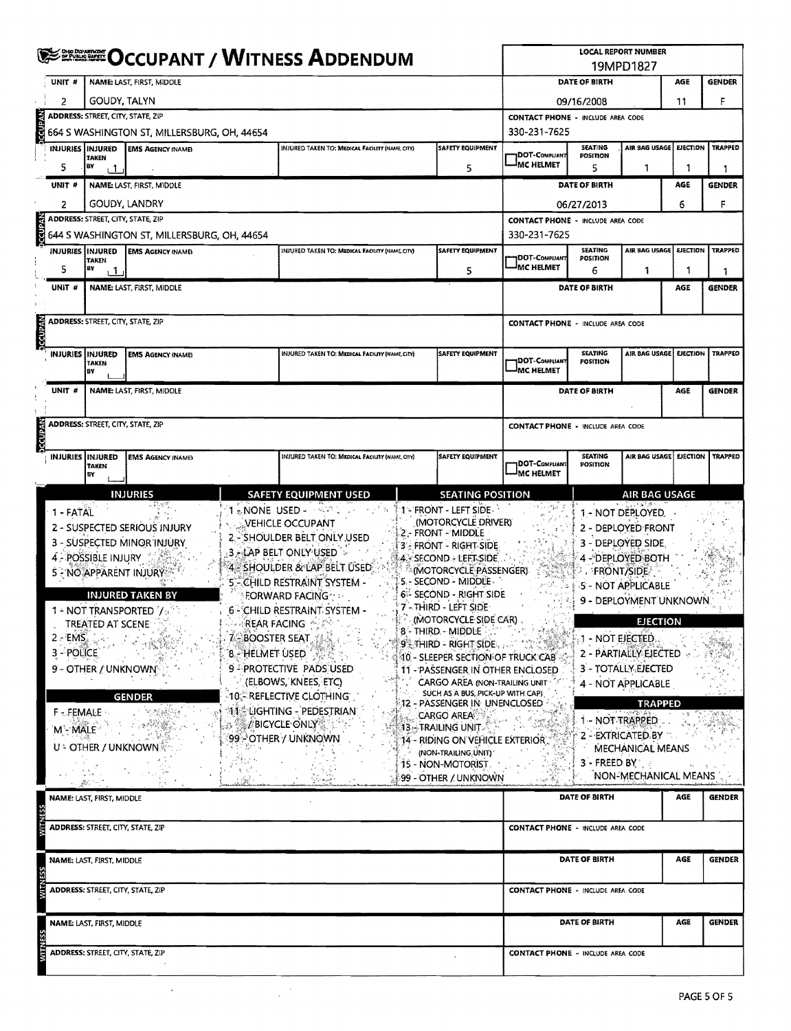# OCCUPANT / WITNESS ADDENDUM

**LOCAL REPORT NUMBER:** 19MPD1827

## OCCUPANT

| UNIT # | NAME: LAST, FIRST, MIDDLE | DATE OF BIRTH | AGE | GENDER |
|---|---|---|---|---|
| 2 | GOUDY, TALYN | 09/16/2008 | 11 | F |

| ADDRESS: STREET, CITY, STATE, ZIP | CONTACT PHONE - INCLUDE AREA CODE |
|---|---|
| 664 S WASHINGTON ST, MILLERSBURG, OH, 44654 | 330-231-7625 |

| INJURIES | INJURED TAKEN BY | EMS AGENCY (NAME) | INJURED TAKEN TO: MEDICAL FACILITY (NAME, CITY) | SAFETY EQUIPMENT | DOT-COMPLIANT MC HELMET | SEATING POSITION | AIR BAG USAGE | EJECTION | TRAPPED |
|---|---|---|---|---|---|---|---|---|---|
| 5 | 1 | | | 5 | | 5 | 1 | 1 | 1 |

## OCCUPANT

| UNIT # | NAME: LAST, FIRST, MIDDLE | DATE OF BIRTH | AGE | GENDER |
|---|---|---|---|---|
| 2 | GOUDY, LANDRY | 06/27/2013 | 6 | F |

| ADDRESS: STREET, CITY, STATE, ZIP | CONTACT PHONE - INCLUDE AREA CODE |
|---|---|
| 644 S WASHINGTON ST, MILLERSBURG, OH, 44654 | 330-231-7625 |

| INJURIES | INJURED TAKEN BY | EMS AGENCY (NAME) | INJURED TAKEN TO: MEDICAL FACILITY (NAME, CITY) | SAFETY EQUIPMENT | DOT-COMPLIANT MC HELMET | SEATING POSITION | AIR BAG USAGE | EJECTION | TRAPPED |
|---|---|---|---|---|---|---|---|---|---|
| 5 | 1 | | | 5 | | 6 | 1 | 1 | 1 |

## OCCUPANT

| UNIT # | NAME: LAST, FIRST, MIDDLE | DATE OF BIRTH | AGE | GENDER |
|---|---|---|---|---|
| | | | | |

| ADDRESS: STREET, CITY, STATE, ZIP | CONTACT PHONE - INCLUDE AREA CODE |
|---|---|
| | |

| INJURIES | INJURED TAKEN BY | EMS AGENCY (NAME) | INJURED TAKEN TO: MEDICAL FACILITY (NAME, CITY) | SAFETY EQUIPMENT | DOT-COMPLIANT MC HELMET | SEATING POSITION | AIR BAG USAGE | EJECTION | TRAPPED |
|---|---|---|---|---|---|---|---|---|---|
| | | | | | | | | | |

## OCCUPANT

| UNIT # | NAME: LAST, FIRST, MIDDLE | DATE OF BIRTH | AGE | GENDER |
|---|---|---|---|---|
| | | | | |

| ADDRESS: STREET, CITY, STATE, ZIP | CONTACT PHONE - INCLUDE AREA CODE |
|---|---|
| | |

| INJURIES | INJURED TAKEN BY | EMS AGENCY (NAME) | INJURED TAKEN TO: MEDICAL FACILITY (NAME, CITY) | SAFETY EQUIPMENT | DOT-COMPLIANT MC HELMET | SEATING POSITION | AIR BAG USAGE | EJECTION | TRAPPED |
|---|---|---|---|---|---|---|---|---|---|
| | | | | | | | | | |

## CODES

**INJURIES**
- 1 - FATAL
- 2 - SUSPECTED SERIOUS INJURY
- 3 - SUSPECTED MINOR INJURY
- 4 - POSSIBLE INJURY
- 5 - NO APPARENT INJURY

**INJURED TAKEN BY**
- 1 - NOT TRANSPORTED / TREATED AT SCENE
- 2 - EMS
- 3 - POLICE
- 9 - OTHER / UNKNOWN

**GENDER**
- F - FEMALE
- M - MALE
- U - OTHER / UNKNOWN

**SAFETY EQUIPMENT USED**
- 1 - NONE USED - VEHICLE OCCUPANT
- 2 - SHOULDER BELT ONLY USED
- 3 - LAP BELT ONLY USED
- 4 - SHOULDER & LAP BELT USED
- 5 - CHILD RESTRAINT SYSTEM - FORWARD FACING
- 6 - CHILD RESTRAINT SYSTEM - REAR FACING
- 7 - BOOSTER SEAT
- 8 - HELMET USED
- 9 - PROTECTIVE PADS USED (ELBOWS, KNEES, ETC)
- 10 - REFLECTIVE CLOTHING
- 11 - LIGHTING - PEDESTRIAN / BICYCLE ONLY
- 99 - OTHER / UNKNOWN

**SEATING POSITION**
- 1 - FRONT - LEFT SIDE (MOTORCYCLE DRIVER)
- 2 - FRONT - MIDDLE
- 3 - FRONT - RIGHT SIDE
- 4 - SECOND - LEFT SIDE (MOTORCYCLE PASSENGER)
- 5 - SECOND - MIDDLE
- 6 - SECOND - RIGHT SIDE
- 7 - THIRD - LEFT SIDE (MOTORCYCLE SIDE CAR)
- 8 - THIRD - MIDDLE
- 9 - THIRD - RIGHT SIDE
- 10 - SLEEPER SECTION OF TRUCK CAB
- 11 - PASSENGER IN OTHER ENCLOSED CARGO AREA (NON-TRAILING UNIT SUCH AS A BUS, PICK-UP WITH CAP)
- 12 - PASSENGER IN UNENCLOSED CARGO AREA
- 13 - TRAILING UNIT
- 14 - RIDING ON VEHICLE EXTERIOR (NON-TRAILING UNIT)
- 15 - NON-MOTORIST
- 99 - OTHER / UNKNOWN

**AIR BAG USAGE**
- 1 - NOT DEPLOYED
- 2 - DEPLOYED FRONT
- 3 - DEPLOYED SIDE
- 4 - DEPLOYED BOTH FRONT/SIDE
- 5 - NOT APPLICABLE
- 9 - DEPLOYMENT UNKNOWN

**EJECTION**
- 1 - NOT EJECTED
- 2 - PARTIALLY EJECTED
- 3 - TOTALLY EJECTED
- 4 - NOT APPLICABLE

**TRAPPED**
- 1 - NOT TRAPPED
- 2 - EXTRICATED BY MECHANICAL MEANS
- 3 - FREED BY NON-MECHANICAL MEANS

## WITNESS

| NAME: LAST, FIRST, MIDDLE | DATE OF BIRTH | AGE | GENDER |
|---|---|---|---|
| | | | |

| ADDRESS: STREET, CITY, STATE, ZIP | CONTACT PHONE - INCLUDE AREA CODE |
|---|---|
| | |

## WITNESS

| NAME: LAST, FIRST, MIDDLE | DATE OF BIRTH | AGE | GENDER |
|---|---|---|---|
| | | | |

| ADDRESS: STREET, CITY, STATE, ZIP | CONTACT PHONE - INCLUDE AREA CODE |
|---|---|
| | |

## WITNESS

| NAME: LAST, FIRST, MIDDLE | DATE OF BIRTH | AGE | GENDER |
|---|---|---|---|
| | | | |

| ADDRESS: STREET, CITY, STATE, ZIP | CONTACT PHONE - INCLUDE AREA CODE |
|---|---|
| | |